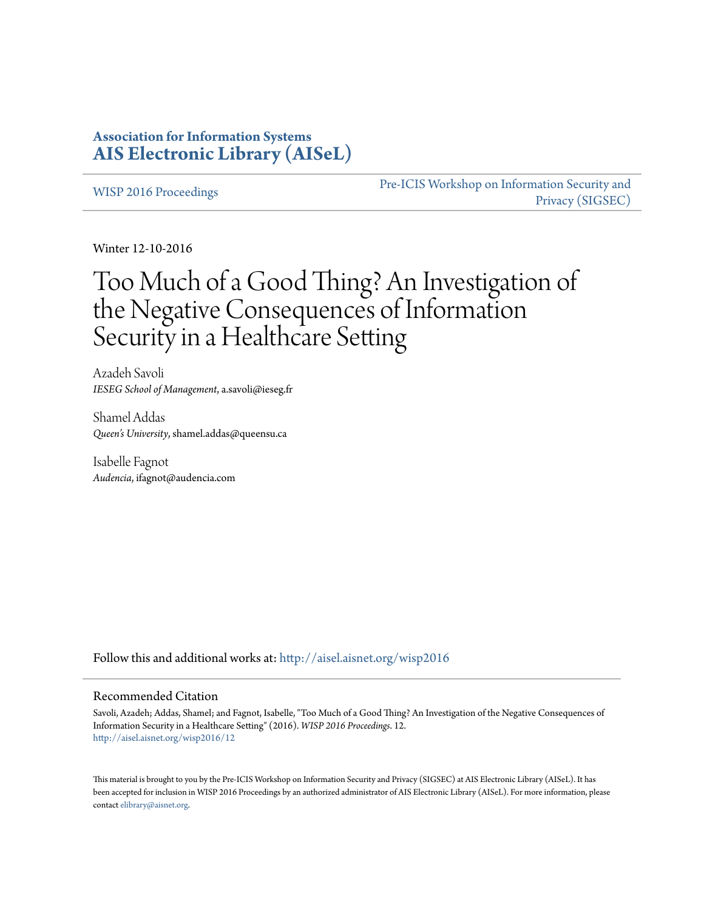**Association for Information Systems**
**AIS Electronic Library (AISeL)**

WISP 2016 Proceedings | Pre-ICIS Workshop on Information Security and Privacy (SIGSEC)

Winter 12-10-2016

# Too Much of a Good Thing? An Investigation of the Negative Consequences of Information Security in a Healthcare Setting

Azadeh Savoli
*IESEG School of Management*, a.savoli@ieseg.fr

Shamel Addas
*Queen's University*, shamel.addas@queensu.ca

Isabelle Fagnot
*Audencia*, ifagnot@audencia.com

Follow this and additional works at: http://aisel.aisnet.org/wisp2016

## Recommended Citation

Savoli, Azadeh; Addas, Shamel; and Fagnot, Isabelle, "Too Much of a Good Thing? An Investigation of the Negative Consequences of Information Security in a Healthcare Setting" (2016). *WISP 2016 Proceedings*. 12.
http://aisel.aisnet.org/wisp2016/12

This material is brought to you by the Pre-ICIS Workshop on Information Security and Privacy (SIGSEC) at AIS Electronic Library (AISeL). It has been accepted for inclusion in WISP 2016 Proceedings by an authorized administrator of AIS Electronic Library (AISeL). For more information, please contact elibrary@aisnet.org.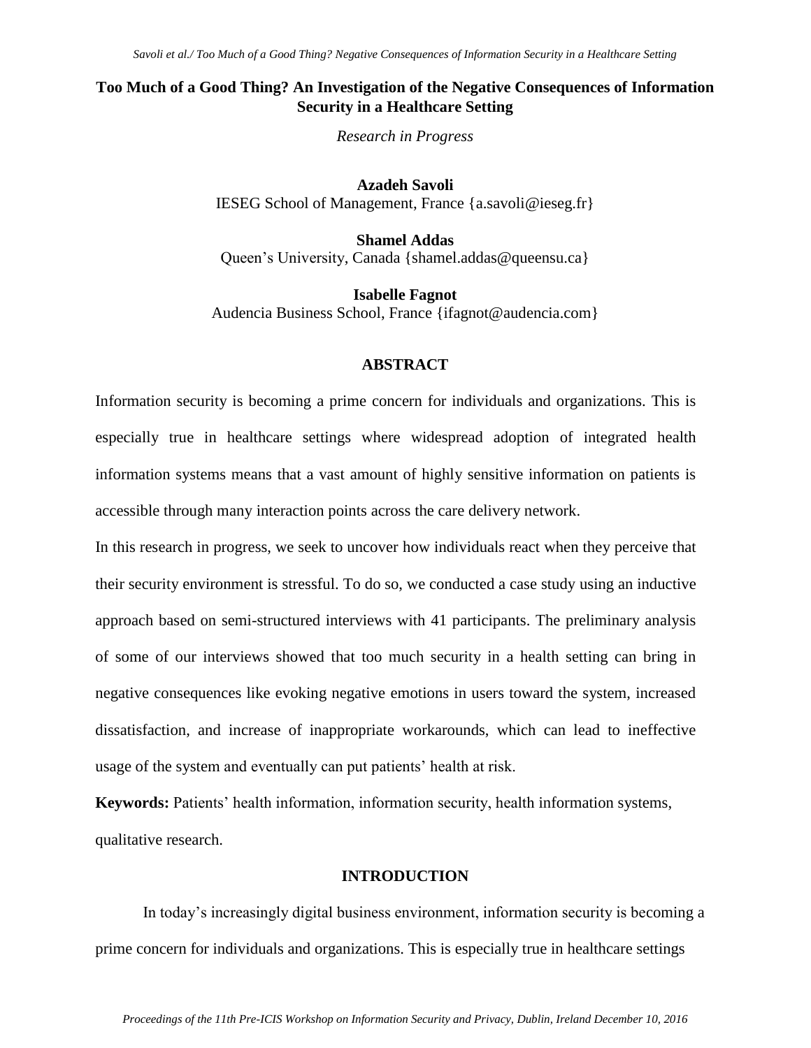# Too Much of a Good Thing? An Investigation of the Negative Consequences of Information Security in a Healthcare Setting

*Research in Progress*

**Azadeh Savoli**
IESEG School of Management, France {a.savoli@ieseg.fr}

**Shamel Addas**
Queen's University, Canada {shamel.addas@queensu.ca}

**Isabelle Fagnot**
Audencia Business School, France {ifagnot@audencia.com}

## ABSTRACT

Information security is becoming a prime concern for individuals and organizations. This is especially true in healthcare settings where widespread adoption of integrated health information systems means that a vast amount of highly sensitive information on patients is accessible through many interaction points across the care delivery network.

In this research in progress, we seek to uncover how individuals react when they perceive that their security environment is stressful. To do so, we conducted a case study using an inductive approach based on semi-structured interviews with 41 participants. The preliminary analysis of some of our interviews showed that too much security in a health setting can bring in negative consequences like evoking negative emotions in users toward the system, increased dissatisfaction, and increase of inappropriate workarounds, which can lead to ineffective usage of the system and eventually can put patients' health at risk.

**Keywords:** Patients' health information, information security, health information systems, qualitative research.

## INTRODUCTION

In today's increasingly digital business environment, information security is becoming a prime concern for individuals and organizations. This is especially true in healthcare settings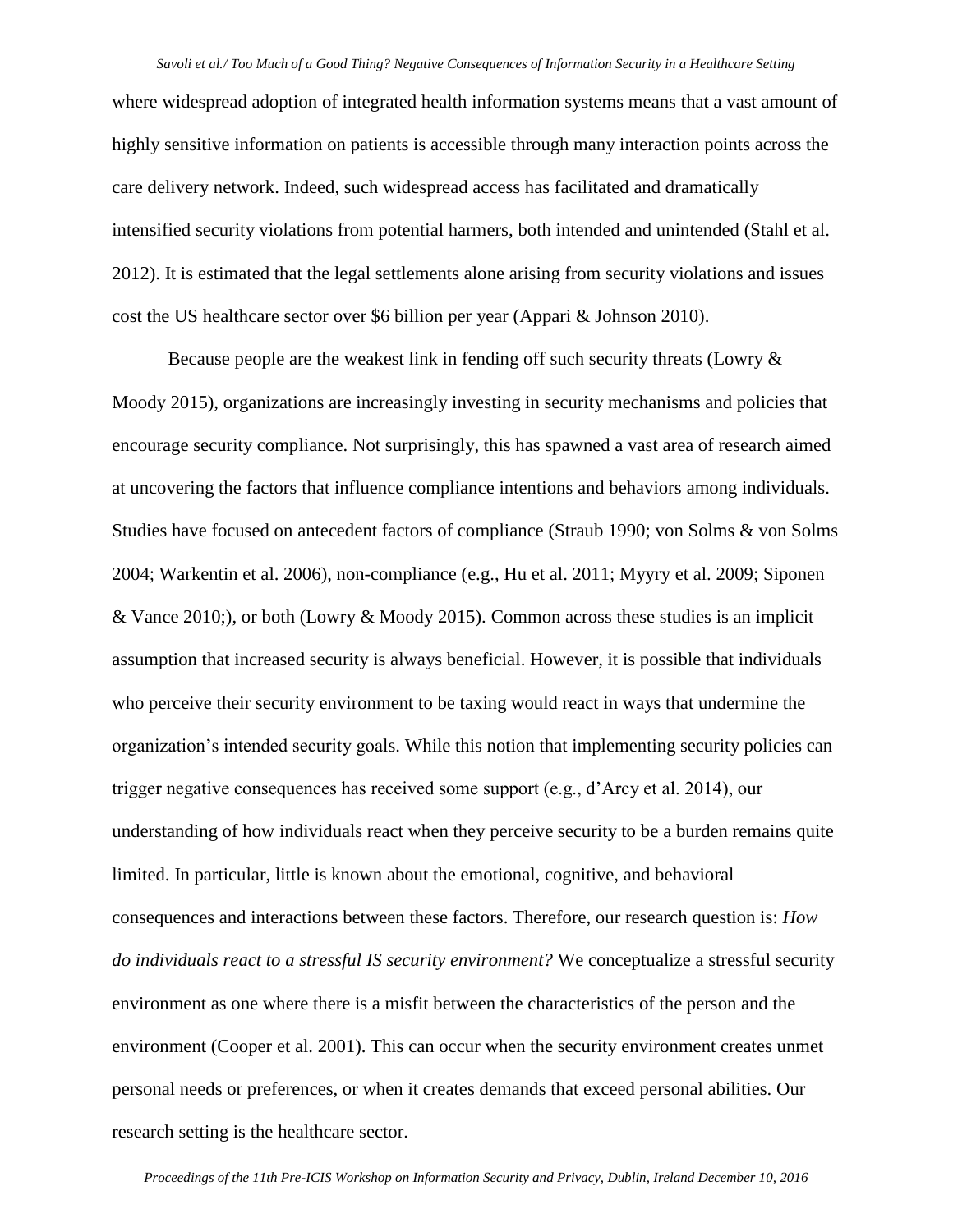where widespread adoption of integrated health information systems means that a vast amount of highly sensitive information on patients is accessible through many interaction points across the care delivery network. Indeed, such widespread access has facilitated and dramatically intensified security violations from potential harmers, both intended and unintended (Stahl et al. 2012). It is estimated that the legal settlements alone arising from security violations and issues cost the US healthcare sector over $6 billion per year (Appari & Johnson 2010).

Because people are the weakest link in fending off such security threats (Lowry & Moody 2015), organizations are increasingly investing in security mechanisms and policies that encourage security compliance. Not surprisingly, this has spawned a vast area of research aimed at uncovering the factors that influence compliance intentions and behaviors among individuals. Studies have focused on antecedent factors of compliance (Straub 1990; von Solms & von Solms 2004; Warkentin et al. 2006), non-compliance (e.g., Hu et al. 2011; Myyry et al. 2009; Siponen & Vance 2010;), or both (Lowry & Moody 2015). Common across these studies is an implicit assumption that increased security is always beneficial. However, it is possible that individuals who perceive their security environment to be taxing would react in ways that undermine the organization's intended security goals. While this notion that implementing security policies can trigger negative consequences has received some support (e.g., d'Arcy et al. 2014), our understanding of how individuals react when they perceive security to be a burden remains quite limited. In particular, little is known about the emotional, cognitive, and behavioral consequences and interactions between these factors. Therefore, our research question is: *How do individuals react to a stressful IS security environment?* We conceptualize a stressful security environment as one where there is a misfit between the characteristics of the person and the environment (Cooper et al. 2001). This can occur when the security environment creates unmet personal needs or preferences, or when it creates demands that exceed personal abilities. Our research setting is the healthcare sector.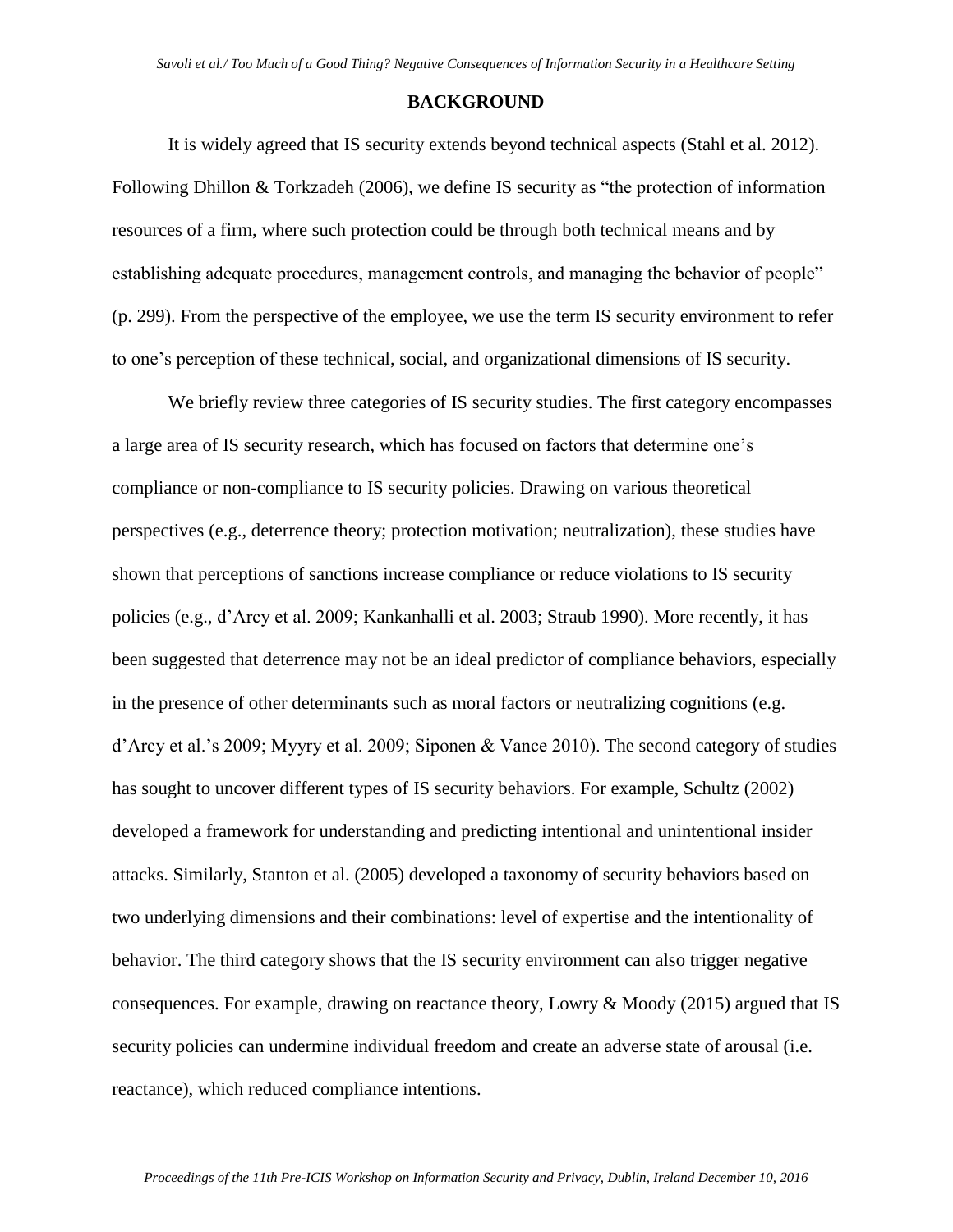## BACKGROUND

It is widely agreed that IS security extends beyond technical aspects (Stahl et al. 2012). Following Dhillon & Torkzadeh (2006), we define IS security as "the protection of information resources of a firm, where such protection could be through both technical means and by establishing adequate procedures, management controls, and managing the behavior of people" (p. 299). From the perspective of the employee, we use the term IS security environment to refer to one's perception of these technical, social, and organizational dimensions of IS security.

We briefly review three categories of IS security studies. The first category encompasses a large area of IS security research, which has focused on factors that determine one's compliance or non-compliance to IS security policies. Drawing on various theoretical perspectives (e.g., deterrence theory; protection motivation; neutralization), these studies have shown that perceptions of sanctions increase compliance or reduce violations to IS security policies (e.g., d'Arcy et al. 2009; Kankanhalli et al. 2003; Straub 1990). More recently, it has been suggested that deterrence may not be an ideal predictor of compliance behaviors, especially in the presence of other determinants such as moral factors or neutralizing cognitions (e.g. d'Arcy et al.'s 2009; Myyry et al. 2009; Siponen & Vance 2010). The second category of studies has sought to uncover different types of IS security behaviors. For example, Schultz (2002) developed a framework for understanding and predicting intentional and unintentional insider attacks. Similarly, Stanton et al. (2005) developed a taxonomy of security behaviors based on two underlying dimensions and their combinations: level of expertise and the intentionality of behavior. The third category shows that the IS security environment can also trigger negative consequences. For example, drawing on reactance theory, Lowry & Moody (2015) argued that IS security policies can undermine individual freedom and create an adverse state of arousal (i.e. reactance), which reduced compliance intentions.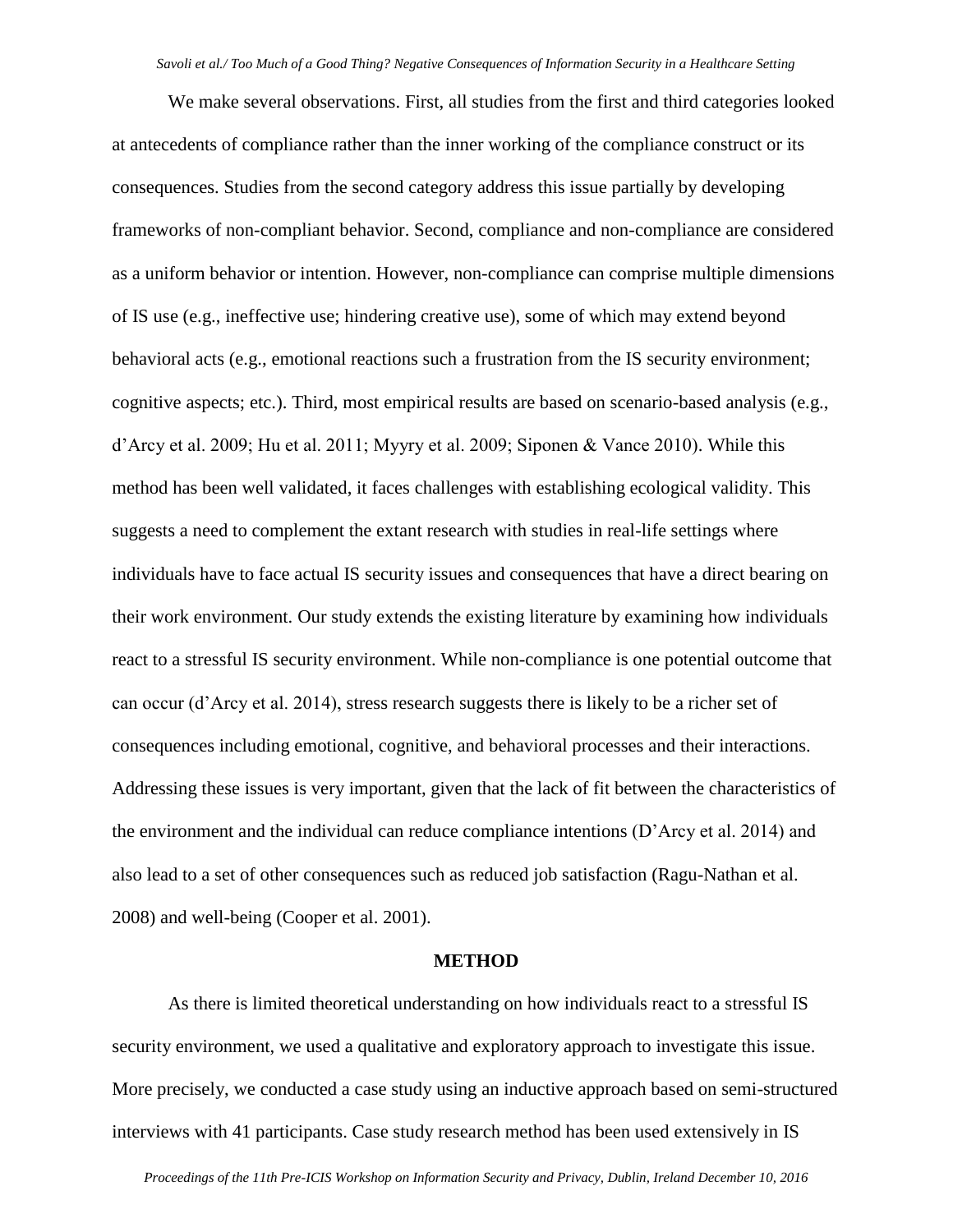We make several observations. First, all studies from the first and third categories looked at antecedents of compliance rather than the inner working of the compliance construct or its consequences. Studies from the second category address this issue partially by developing frameworks of non-compliant behavior. Second, compliance and non-compliance are considered as a uniform behavior or intention. However, non-compliance can comprise multiple dimensions of IS use (e.g., ineffective use; hindering creative use), some of which may extend beyond behavioral acts (e.g., emotional reactions such a frustration from the IS security environment; cognitive aspects; etc.). Third, most empirical results are based on scenario-based analysis (e.g., d'Arcy et al. 2009; Hu et al. 2011; Myyry et al. 2009; Siponen & Vance 2010). While this method has been well validated, it faces challenges with establishing ecological validity. This suggests a need to complement the extant research with studies in real-life settings where individuals have to face actual IS security issues and consequences that have a direct bearing on their work environment. Our study extends the existing literature by examining how individuals react to a stressful IS security environment. While non-compliance is one potential outcome that can occur (d'Arcy et al. 2014), stress research suggests there is likely to be a richer set of consequences including emotional, cognitive, and behavioral processes and their interactions. Addressing these issues is very important, given that the lack of fit between the characteristics of the environment and the individual can reduce compliance intentions (D'Arcy et al. 2014) and also lead to a set of other consequences such as reduced job satisfaction (Ragu-Nathan et al. 2008) and well-being (Cooper et al. 2001).

## METHOD

As there is limited theoretical understanding on how individuals react to a stressful IS security environment, we used a qualitative and exploratory approach to investigate this issue. More precisely, we conducted a case study using an inductive approach based on semi-structured interviews with 41 participants. Case study research method has been used extensively in IS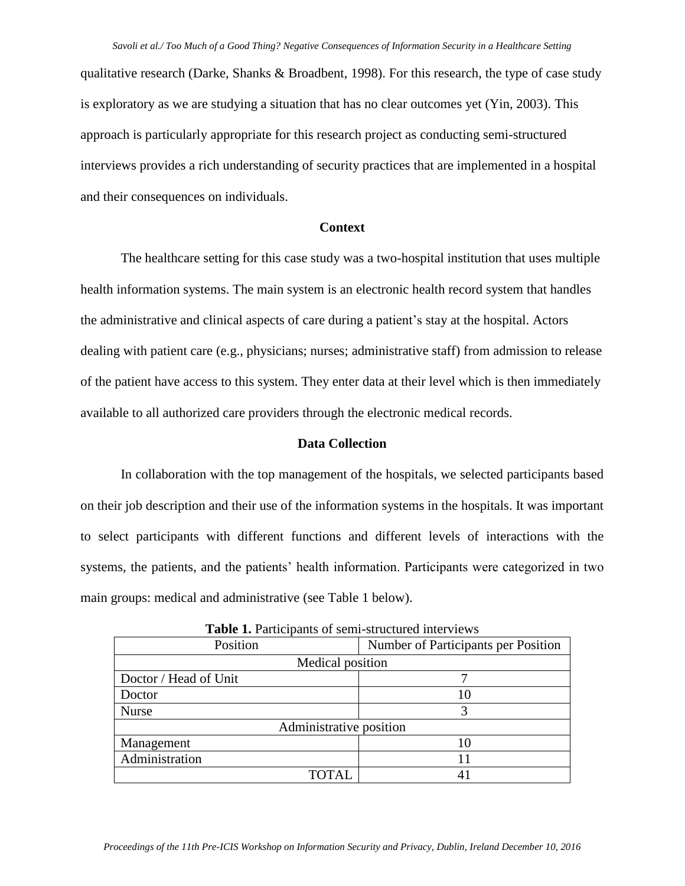qualitative research (Darke, Shanks & Broadbent, 1998). For this research, the type of case study is exploratory as we are studying a situation that has no clear outcomes yet (Yin, 2003). This approach is particularly appropriate for this research project as conducting semi-structured interviews provides a rich understanding of security practices that are implemented in a hospital and their consequences on individuals.

## Context

The healthcare setting for this case study was a two-hospital institution that uses multiple health information systems. The main system is an electronic health record system that handles the administrative and clinical aspects of care during a patient's stay at the hospital. Actors dealing with patient care (e.g., physicians; nurses; administrative staff) from admission to release of the patient have access to this system. They enter data at their level which is then immediately available to all authorized care providers through the electronic medical records.

## Data Collection

In collaboration with the top management of the hospitals, we selected participants based on their job description and their use of the information systems in the hospitals. It was important to select participants with different functions and different levels of interactions with the systems, the patients, and the patients' health information. Participants were categorized in two main groups: medical and administrative (see Table 1 below).

**Table 1.** Participants of semi-structured interviews

| Position | Number of Participants per Position |
|---|---|
| Medical position | |
| Doctor / Head of Unit | 7 |
| Doctor | 10 |
| Nurse | 3 |
| Administrative position | |
| Management | 10 |
| Administration | 11 |
| TOTAL | 41 |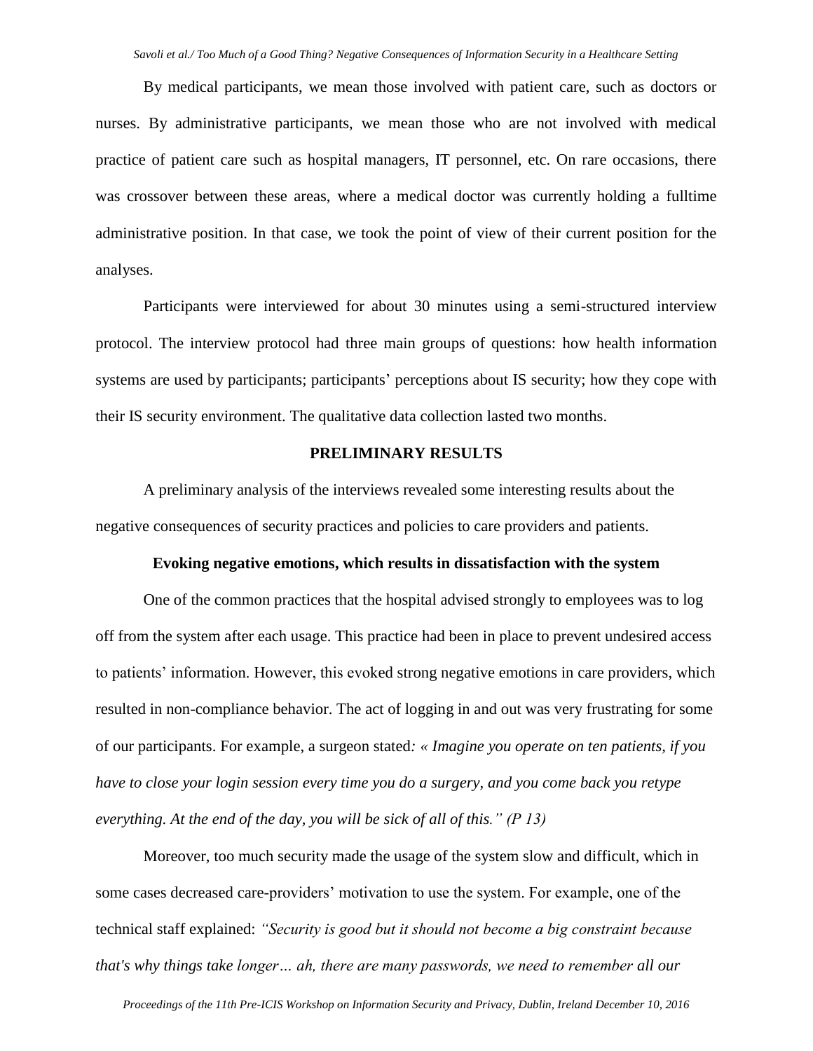By medical participants, we mean those involved with patient care, such as doctors or nurses. By administrative participants, we mean those who are not involved with medical practice of patient care such as hospital managers, IT personnel, etc. On rare occasions, there was crossover between these areas, where a medical doctor was currently holding a fulltime administrative position. In that case, we took the point of view of their current position for the analyses.

Participants were interviewed for about 30 minutes using a semi-structured interview protocol. The interview protocol had three main groups of questions: how health information systems are used by participants; participants' perceptions about IS security; how they cope with their IS security environment. The qualitative data collection lasted two months.

## PRELIMINARY RESULTS

A preliminary analysis of the interviews revealed some interesting results about the negative consequences of security practices and policies to care providers and patients.

### Evoking negative emotions, which results in dissatisfaction with the system

One of the common practices that the hospital advised strongly to employees was to log off from the system after each usage. This practice had been in place to prevent undesired access to patients' information. However, this evoked strong negative emotions in care providers, which resulted in non-compliance behavior. The act of logging in and out was very frustrating for some of our participants. For example, a surgeon stated*: « Imagine you operate on ten patients, if you have to close your login session every time you do a surgery, and you come back you retype everything. At the end of the day, you will be sick of all of this." (P 13)*

Moreover, too much security made the usage of the system slow and difficult, which in some cases decreased care-providers' motivation to use the system. For example, one of the technical staff explained: *"Security is good but it should not become a big constraint because that's why things take longer… ah, there are many passwords, we need to remember all our*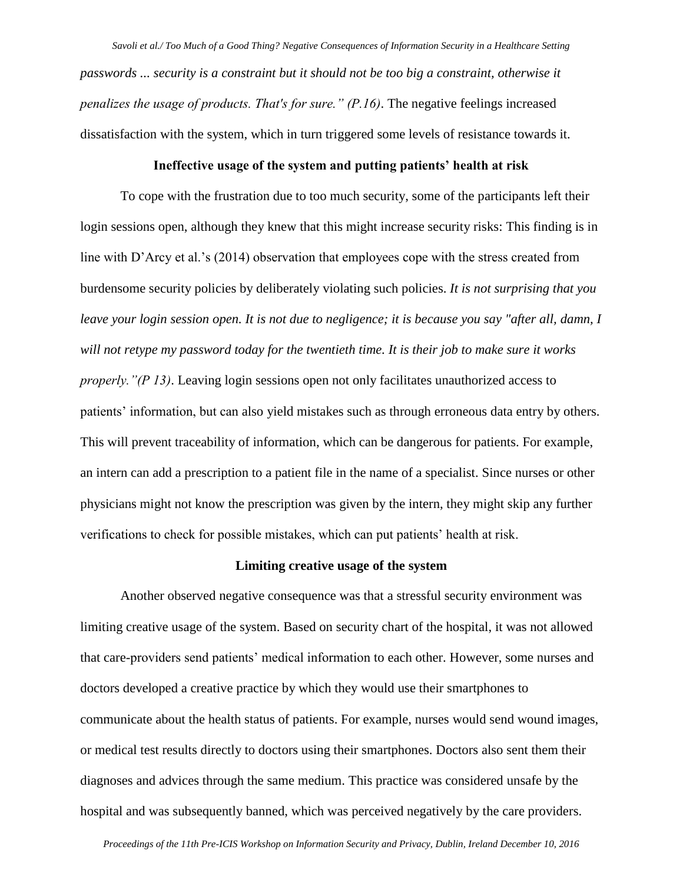*passwords ... security is a constraint but it should not be too big a constraint, otherwise it penalizes the usage of products. That's for sure." (P.16)*. The negative feelings increased dissatisfaction with the system, which in turn triggered some levels of resistance towards it.

**Ineffective usage of the system and putting patients' health at risk**

To cope with the frustration due to too much security, some of the participants left their login sessions open, although they knew that this might increase security risks: This finding is in line with D'Arcy et al.'s (2014) observation that employees cope with the stress created from burdensome security policies by deliberately violating such policies. *It is not surprising that you leave your login session open. It is not due to negligence; it is because you say "after all, damn, I will not retype my password today for the twentieth time. It is their job to make sure it works properly."(P 13)*. Leaving login sessions open not only facilitates unauthorized access to patients' information, but can also yield mistakes such as through erroneous data entry by others. This will prevent traceability of information, which can be dangerous for patients. For example, an intern can add a prescription to a patient file in the name of a specialist. Since nurses or other physicians might not know the prescription was given by the intern, they might skip any further verifications to check for possible mistakes, which can put patients' health at risk.

**Limiting creative usage of the system**

Another observed negative consequence was that a stressful security environment was limiting creative usage of the system. Based on security chart of the hospital, it was not allowed that care-providers send patients' medical information to each other. However, some nurses and doctors developed a creative practice by which they would use their smartphones to communicate about the health status of patients. For example, nurses would send wound images, or medical test results directly to doctors using their smartphones. Doctors also sent them their diagnoses and advices through the same medium. This practice was considered unsafe by the hospital and was subsequently banned, which was perceived negatively by the care providers.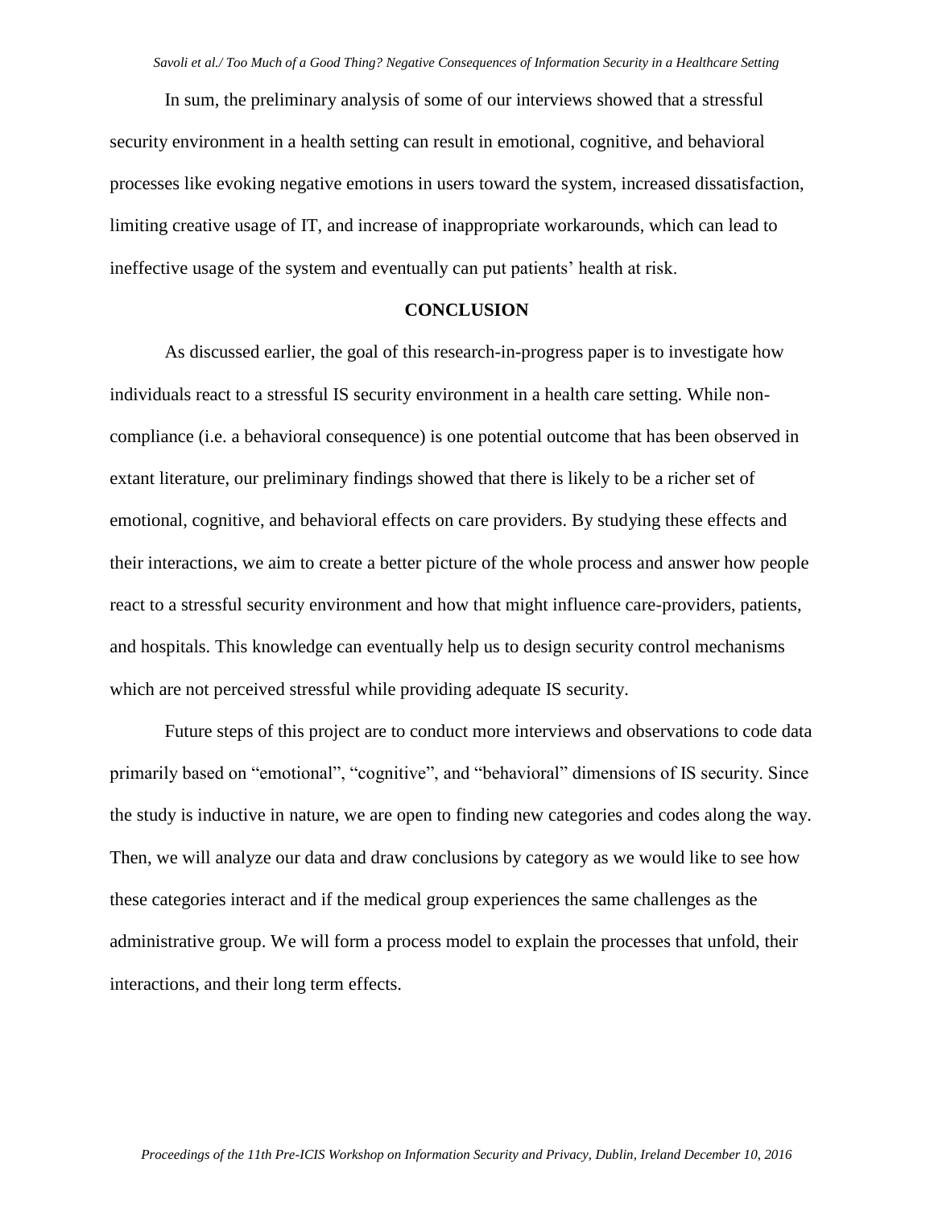In sum, the preliminary analysis of some of our interviews showed that a stressful security environment in a health setting can result in emotional, cognitive, and behavioral processes like evoking negative emotions in users toward the system, increased dissatisfaction, limiting creative usage of IT, and increase of inappropriate workarounds, which can lead to ineffective usage of the system and eventually can put patients' health at risk.

## CONCLUSION

As discussed earlier, the goal of this research-in-progress paper is to investigate how individuals react to a stressful IS security environment in a health care setting. While non-compliance (i.e. a behavioral consequence) is one potential outcome that has been observed in extant literature, our preliminary findings showed that there is likely to be a richer set of emotional, cognitive, and behavioral effects on care providers. By studying these effects and their interactions, we aim to create a better picture of the whole process and answer how people react to a stressful security environment and how that might influence care-providers, patients, and hospitals. This knowledge can eventually help us to design security control mechanisms which are not perceived stressful while providing adequate IS security.

Future steps of this project are to conduct more interviews and observations to code data primarily based on "emotional", "cognitive", and "behavioral" dimensions of IS security. Since the study is inductive in nature, we are open to finding new categories and codes along the way. Then, we will analyze our data and draw conclusions by category as we would like to see how these categories interact and if the medical group experiences the same challenges as the administrative group. We will form a process model to explain the processes that unfold, their interactions, and their long term effects.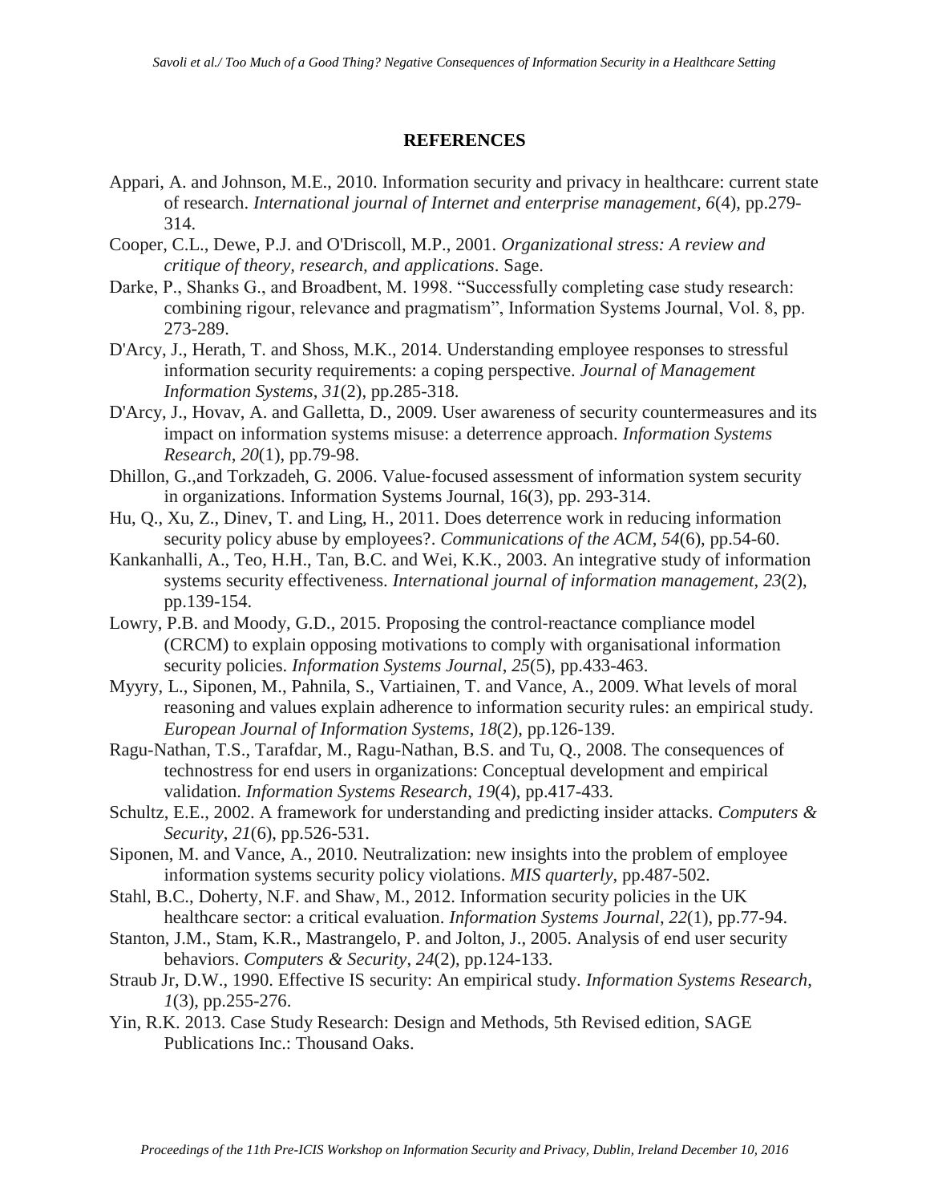## REFERENCES

Appari, A. and Johnson, M.E., 2010. Information security and privacy in healthcare: current state of research. *International journal of Internet and enterprise management*, *6*(4), pp.279-314.

Cooper, C.L., Dewe, P.J. and O'Driscoll, M.P., 2001. *Organizational stress: A review and critique of theory, research, and applications*. Sage.

Darke, P., Shanks G., and Broadbent, M. 1998. "Successfully completing case study research: combining rigour, relevance and pragmatism", Information Systems Journal, Vol. 8, pp. 273-289.

D'Arcy, J., Herath, T. and Shoss, M.K., 2014. Understanding employee responses to stressful information security requirements: a coping perspective. *Journal of Management Information Systems*, *31*(2), pp.285-318.

D'Arcy, J., Hovav, A. and Galletta, D., 2009. User awareness of security countermeasures and its impact on information systems misuse: a deterrence approach. *Information Systems Research*, *20*(1), pp.79-98.

Dhillon, G.,and Torkzadeh, G. 2006. Value-focused assessment of information system security in organizations. Information Systems Journal, 16(3), pp. 293-314.

Hu, Q., Xu, Z., Dinev, T. and Ling, H., 2011. Does deterrence work in reducing information security policy abuse by employees?. *Communications of the ACM*, *54*(6), pp.54-60.

Kankanhalli, A., Teo, H.H., Tan, B.C. and Wei, K.K., 2003. An integrative study of information systems security effectiveness. *International journal of information management*, *23*(2), pp.139-154.

Lowry, P.B. and Moody, G.D., 2015. Proposing the control-reactance compliance model (CRCM) to explain opposing motivations to comply with organisational information security policies. *Information Systems Journal*, *25*(5), pp.433-463.

Myyry, L., Siponen, M., Pahnila, S., Vartiainen, T. and Vance, A., 2009. What levels of moral reasoning and values explain adherence to information security rules: an empirical study. *European Journal of Information Systems*, *18*(2), pp.126-139.

Ragu-Nathan, T.S., Tarafdar, M., Ragu-Nathan, B.S. and Tu, Q., 2008. The consequences of technostress for end users in organizations: Conceptual development and empirical validation. *Information Systems Research*, *19*(4), pp.417-433.

Schultz, E.E., 2002. A framework for understanding and predicting insider attacks. *Computers & Security*, *21*(6), pp.526-531.

Siponen, M. and Vance, A., 2010. Neutralization: new insights into the problem of employee information systems security policy violations. *MIS quarterly*, pp.487-502.

Stahl, B.C., Doherty, N.F. and Shaw, M., 2012. Information security policies in the UK healthcare sector: a critical evaluation. *Information Systems Journal*, *22*(1), pp.77-94.

Stanton, J.M., Stam, K.R., Mastrangelo, P. and Jolton, J., 2005. Analysis of end user security behaviors. *Computers & Security*, *24*(2), pp.124-133.

Straub Jr, D.W., 1990. Effective IS security: An empirical study. *Information Systems Research*, *1*(3), pp.255-276.

Yin, R.K. 2013. Case Study Research: Design and Methods, 5th Revised edition, SAGE Publications Inc.: Thousand Oaks.